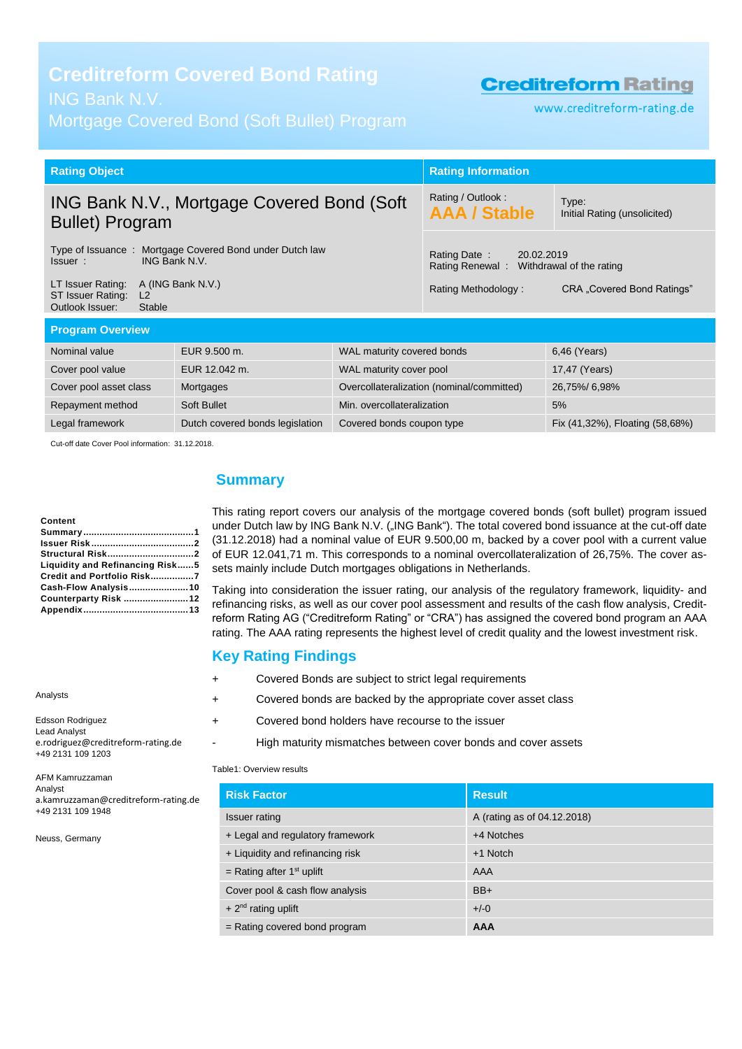# Creditreform Covered Bond Rating

ING Bank N.V.

Mortgage Covered Bond (Soft Bullet) Program

**Creditreform Rating**

www.creditreform-rating.de

| Rating Object | | Rating Information | |
|---|---|---|---|
| ING Bank N.V., Mortgage Covered Bond (Soft Bullet) Program | | Rating / Outlook : **AAA / Stable** | Type: Initial Rating (unsolicited) |
| Type of Issuance : | Mortgage Covered Bond under Dutch law | Rating Date : | 20.02.2019 |
| Issuer : | ING Bank N.V. | Rating Renewal : | Withdrawal of the rating |
| LT Issuer Rating: | A (ING Bank N.V.) | Rating Methodology : | CRA „Covered Bond Ratings" |
| ST Issuer Rating: | L2 | | |
| Outlook Issuer: | Stable | | |

**Program Overview**

| | | | |
|---|---|---|---|
| Nominal value | EUR 9.500 m. | WAL maturity covered bonds | 6,46 (Years) |
| Cover pool value | EUR 12.042 m. | WAL maturity cover pool | 17,47 (Years) |
| Cover pool asset class | Mortgages | Overcollateralization (nominal/committed) | 26,75%/ 6,98% |
| Repayment method | Soft Bullet | Min. overcollateralization | 5% |
| Legal framework | Dutch covered bonds legislation | Covered bonds coupon type | Fix (41,32%), Floating (58,68%) |

Cut-off date Cover Pool information: 31.12.2018.

**Content**
- Summary ........................................ 1
- Issuer Risk ..................................... 2
- Structural Risk ............................... 2
- Liquidity and Refinancing Risk ...... 5
- Credit and Portfolio Risk ............... 7
- Cash-Flow Analysis ...................... 10
- Counterparty Risk ........................ 12
- Appendix ...................................... 13

Analysts

Edsson Rodriguez
Lead Analyst
e.rodriguez@creditreform-rating.de
+49 2131 109 1203

AFM Kamruzzaman
Analyst
a.kamruzzaman@creditreform-rating.de
+49 2131 109 1948

Neuss, Germany

## Summary

This rating report covers our analysis of the mortgage covered bonds (soft bullet) program issued under Dutch law by ING Bank N.V. („ING Bank"). The total covered bond issuance at the cut-off date (31.12.2018) had a nominal value of EUR 9.500,00 m, backed by a cover pool with a current value of EUR 12.041,71 m. This corresponds to a nominal overcollateralization of 26,75%. The cover assets mainly include Dutch mortgages obligations in Netherlands.

Taking into consideration the issuer rating, our analysis of the regulatory framework, liquidity- and refinancing risks, as well as our cover pool assessment and results of the cash flow analysis, Creditreform Rating AG ("Creditreform Rating" or "CRA") has assigned the covered bond program an AAA rating. The AAA rating represents the highest level of credit quality and the lowest investment risk.

## Key Rating Findings

- \+ Covered Bonds are subject to strict legal requirements
- \+ Covered bonds are backed by the appropriate cover asset class
- \+ Covered bond holders have recourse to the issuer
- \- High maturity mismatches between cover bonds and cover assets

Table1: Overview results

| Risk Factor | Result |
|---|---|
| Issuer rating | A (rating as of 04.12.2018) |
| + Legal and regulatory framework | +4 Notches |
| + Liquidity and refinancing risk | +1 Notch |
| = Rating after 1st uplift | AAA |
| Cover pool & cash flow analysis | BB+ |
| + 2nd rating uplift | +/-0 |
| = Rating covered bond program | **AAA** |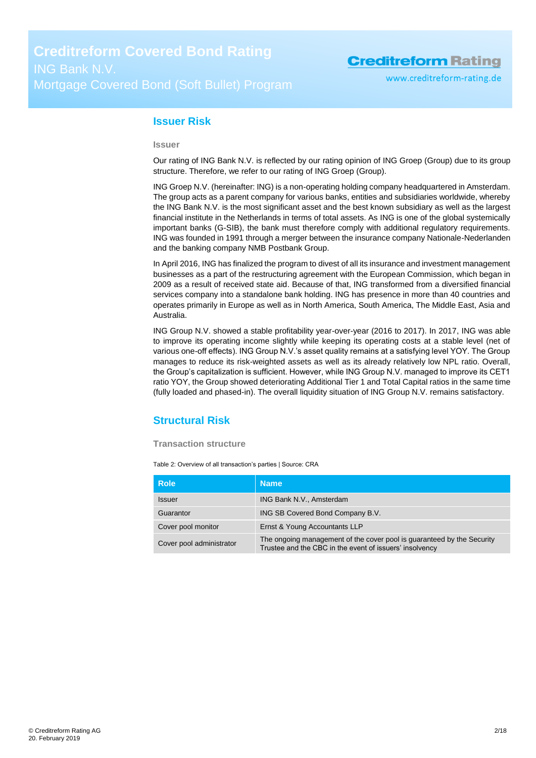## Issuer Risk

### Issuer

Our rating of ING Bank N.V. is reflected by our rating opinion of ING Groep (Group) due to its group structure. Therefore, we refer to our rating of ING Groep (Group).

ING Groep N.V. (hereinafter: ING) is a non-operating holding company headquartered in Amsterdam. The group acts as a parent company for various banks, entities and subsidiaries worldwide, whereby the ING Bank N.V. is the most significant asset and the best known subsidiary as well as the largest financial institute in the Netherlands in terms of total assets. As ING is one of the global systemically important banks (G-SIB), the bank must therefore comply with additional regulatory requirements. ING was founded in 1991 through a merger between the insurance company Nationale-Nederlanden and the banking company NMB Postbank Group.

In April 2016, ING has finalized the program to divest of all its insurance and investment management businesses as a part of the restructuring agreement with the European Commission, which began in 2009 as a result of received state aid. Because of that, ING transformed from a diversified financial services company into a standalone bank holding. ING has presence in more than 40 countries and operates primarily in Europe as well as in North America, South America, The Middle East, Asia and Australia.

ING Group N.V. showed a stable profitability year-over-year (2016 to 2017). In 2017, ING was able to improve its operating income slightly while keeping its operating costs at a stable level (net of various one-off effects). ING Group N.V.'s asset quality remains at a satisfying level YOY. The Group manages to reduce its risk-weighted assets as well as its already relatively low NPL ratio. Overall, the Group's capitalization is sufficient. However, while ING Group N.V. managed to improve its CET1 ratio YOY, the Group showed deteriorating Additional Tier 1 and Total Capital ratios in the same time (fully loaded and phased-in). The overall liquidity situation of ING Group N.V. remains satisfactory.

## Structural Risk

### Transaction structure

Table 2: Overview of all transaction's parties | Source: CRA

| Role | Name |
|---|---|
| Issuer | ING Bank N.V., Amsterdam |
| Guarantor | ING SB Covered Bond Company B.V. |
| Cover pool monitor | Ernst & Young Accountants LLP |
| Cover pool administrator | The ongoing management of the cover pool is guaranteed by the Security Trustee and the CBC in the event of issuers' insolvency |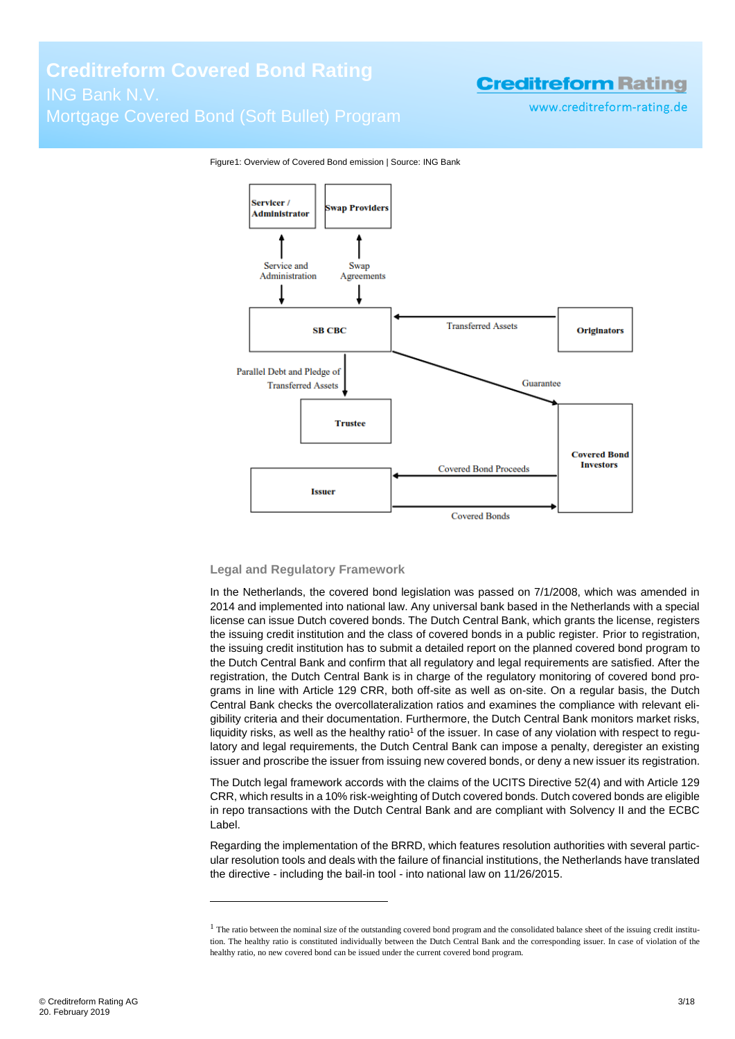Figure1: Overview of Covered Bond emission | Source: ING Bank

## Legal and Regulatory Framework

In the Netherlands, the covered bond legislation was passed on 7/1/2008, which was amended in 2014 and implemented into national law. Any universal bank based in the Netherlands with a special license can issue Dutch covered bonds. The Dutch Central Bank, which grants the license, registers the issuing credit institution and the class of covered bonds in a public register. Prior to registration, the issuing credit institution has to submit a detailed report on the planned covered bond program to the Dutch Central Bank and confirm that all regulatory and legal requirements are satisfied. After the registration, the Dutch Central Bank is in charge of the regulatory monitoring of covered bond programs in line with Article 129 CRR, both off-site as well as on-site. On a regular basis, the Dutch Central Bank checks the overcollateralization ratios and examines the compliance with relevant eligibility criteria and their documentation. Furthermore, the Dutch Central Bank monitors market risks, liquidity risks, as well as the healthy ratio[1] of the issuer. In case of any violation with respect to regulatory and legal requirements, the Dutch Central Bank can impose a penalty, deregister an existing issuer and proscribe the issuer from issuing new covered bonds, or deny a new issuer its registration.

The Dutch legal framework accords with the claims of the UCITS Directive 52(4) and with Article 129 CRR, which results in a 10% risk-weighting of Dutch covered bonds. Dutch covered bonds are eligible in repo transactions with the Dutch Central Bank and are compliant with Solvency II and the ECBC Label.

Regarding the implementation of the BRRD, which features resolution authorities with several particular resolution tools and deals with the failure of financial institutions, the Netherlands have translated the directive - including the bail-in tool - into national law on 11/26/2015.

---

[1] The ratio between the nominal size of the outstanding covered bond program and the consolidated balance sheet of the issuing credit institution. The healthy ratio is constituted individually between the Dutch Central Bank and the corresponding issuer. In case of violation of the healthy ratio, no new covered bond can be issued under the current covered bond program.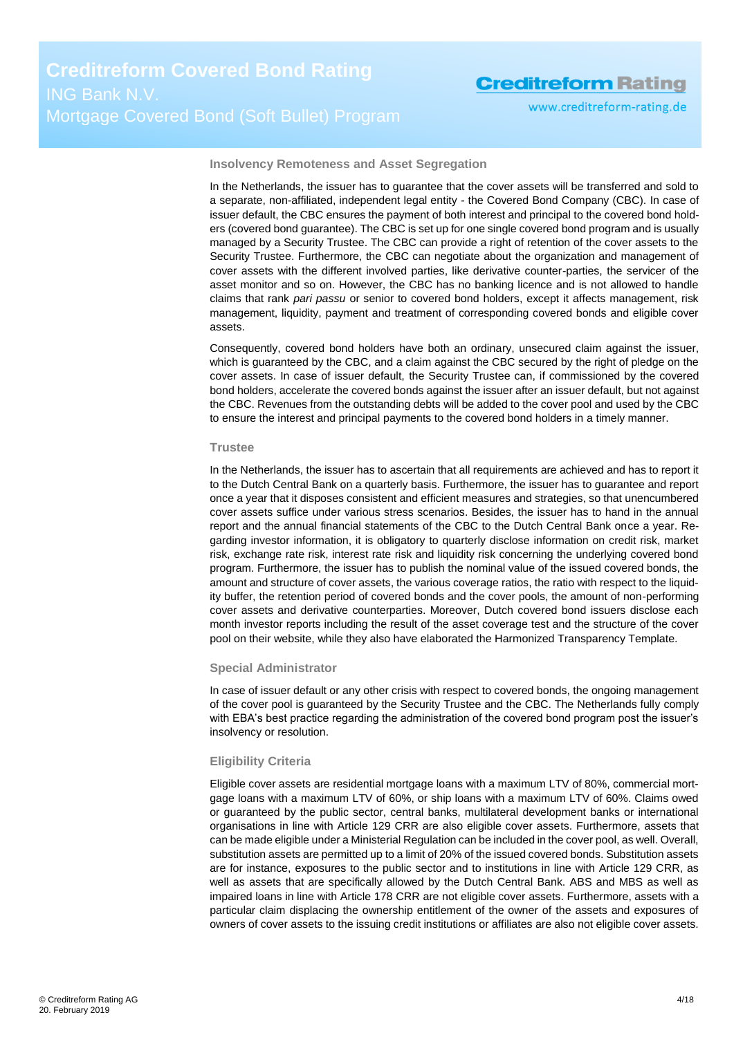### Insolvency Remoteness and Asset Segregation

In the Netherlands, the issuer has to guarantee that the cover assets will be transferred and sold to a separate, non-affiliated, independent legal entity - the Covered Bond Company (CBC). In case of issuer default, the CBC ensures the payment of both interest and principal to the covered bond holders (covered bond guarantee). The CBC is set up for one single covered bond program and is usually managed by a Security Trustee. The CBC can provide a right of retention of the cover assets to the Security Trustee. Furthermore, the CBC can negotiate about the organization and management of cover assets with the different involved parties, like derivative counter-parties, the servicer of the asset monitor and so on. However, the CBC has no banking licence and is not allowed to handle claims that rank *pari passu* or senior to covered bond holders, except it affects management, risk management, liquidity, payment and treatment of corresponding covered bonds and eligible cover assets.

Consequently, covered bond holders have both an ordinary, unsecured claim against the issuer, which is guaranteed by the CBC, and a claim against the CBC secured by the right of pledge on the cover assets. In case of issuer default, the Security Trustee can, if commissioned by the covered bond holders, accelerate the covered bonds against the issuer after an issuer default, but not against the CBC. Revenues from the outstanding debts will be added to the cover pool and used by the CBC to ensure the interest and principal payments to the covered bond holders in a timely manner.

### Trustee

In the Netherlands, the issuer has to ascertain that all requirements are achieved and has to report it to the Dutch Central Bank on a quarterly basis. Furthermore, the issuer has to guarantee and report once a year that it disposes consistent and efficient measures and strategies, so that unencumbered cover assets suffice under various stress scenarios. Besides, the issuer has to hand in the annual report and the annual financial statements of the CBC to the Dutch Central Bank once a year. Regarding investor information, it is obligatory to quarterly disclose information on credit risk, market risk, exchange rate risk, interest rate risk and liquidity risk concerning the underlying covered bond program. Furthermore, the issuer has to publish the nominal value of the issued covered bonds, the amount and structure of cover assets, the various coverage ratios, the ratio with respect to the liquidity buffer, the retention period of covered bonds and the cover pools, the amount of non-performing cover assets and derivative counterparties. Moreover, Dutch covered bond issuers disclose each month investor reports including the result of the asset coverage test and the structure of the cover pool on their website, while they also have elaborated the Harmonized Transparency Template.

### Special Administrator

In case of issuer default or any other crisis with respect to covered bonds, the ongoing management of the cover pool is guaranteed by the Security Trustee and the CBC. The Netherlands fully comply with EBA's best practice regarding the administration of the covered bond program post the issuer's insolvency or resolution.

### Eligibility Criteria

Eligible cover assets are residential mortgage loans with a maximum LTV of 80%, commercial mortgage loans with a maximum LTV of 60%, or ship loans with a maximum LTV of 60%. Claims owed or guaranteed by the public sector, central banks, multilateral development banks or international organisations in line with Article 129 CRR are also eligible cover assets. Furthermore, assets that can be made eligible under a Ministerial Regulation can be included in the cover pool, as well. Overall, substitution assets are permitted up to a limit of 20% of the issued covered bonds. Substitution assets are for instance, exposures to the public sector and to institutions in line with Article 129 CRR, as well as assets that are specifically allowed by the Dutch Central Bank. ABS and MBS as well as impaired loans in line with Article 178 CRR are not eligible cover assets. Furthermore, assets with a particular claim displacing the ownership entitlement of the owner of the assets and exposures of owners of cover assets to the issuing credit institutions or affiliates are also not eligible cover assets.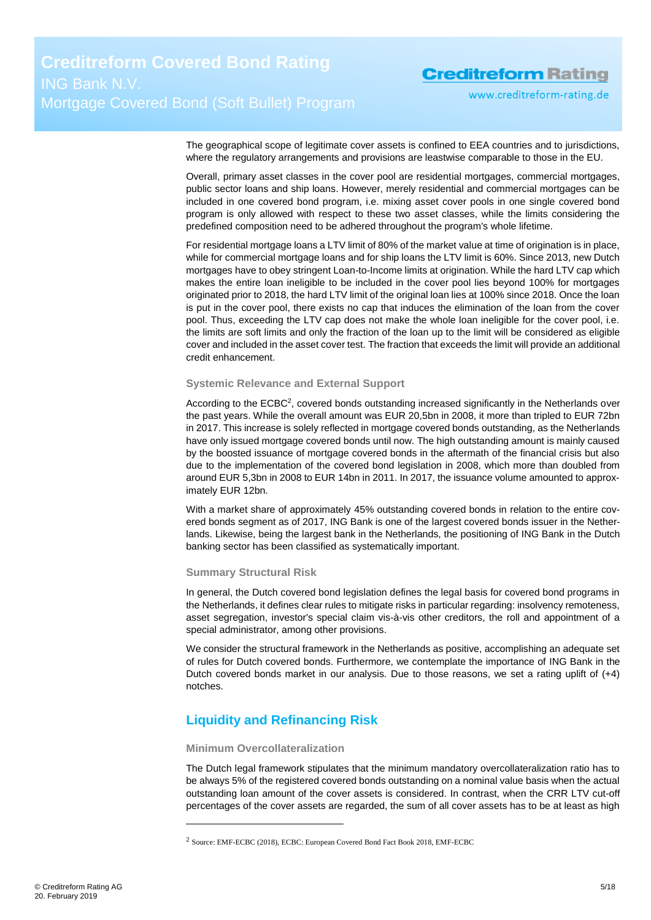The geographical scope of legitimate cover assets is confined to EEA countries and to jurisdictions, where the regulatory arrangements and provisions are leastwise comparable to those in the EU.

Overall, primary asset classes in the cover pool are residential mortgages, commercial mortgages, public sector loans and ship loans. However, merely residential and commercial mortgages can be included in one covered bond program, i.e. mixing asset cover pools in one single covered bond program is only allowed with respect to these two asset classes, while the limits considering the predefined composition need to be adhered throughout the program's whole lifetime.

For residential mortgage loans a LTV limit of 80% of the market value at time of origination is in place, while for commercial mortgage loans and for ship loans the LTV limit is 60%. Since 2013, new Dutch mortgages have to obey stringent Loan-to-Income limits at origination. While the hard LTV cap which makes the entire loan ineligible to be included in the cover pool lies beyond 100% for mortgages originated prior to 2018, the hard LTV limit of the original loan lies at 100% since 2018. Once the loan is put in the cover pool, there exists no cap that induces the elimination of the loan from the cover pool. Thus, exceeding the LTV cap does not make the whole loan ineligible for the cover pool, i.e. the limits are soft limits and only the fraction of the loan up to the limit will be considered as eligible cover and included in the asset cover test. The fraction that exceeds the limit will provide an additional credit enhancement.

### Systemic Relevance and External Support

According to the ECBC[2], covered bonds outstanding increased significantly in the Netherlands over the past years. While the overall amount was EUR 20,5bn in 2008, it more than tripled to EUR 72bn in 2017. This increase is solely reflected in mortgage covered bonds outstanding, as the Netherlands have only issued mortgage covered bonds until now. The high outstanding amount is mainly caused by the boosted issuance of mortgage covered bonds in the aftermath of the financial crisis but also due to the implementation of the covered bond legislation in 2008, which more than doubled from around EUR 5,3bn in 2008 to EUR 14bn in 2011. In 2017, the issuance volume amounted to approximately EUR 12bn.

With a market share of approximately 45% outstanding covered bonds in relation to the entire covered bonds segment as of 2017, ING Bank is one of the largest covered bonds issuer in the Netherlands. Likewise, being the largest bank in the Netherlands, the positioning of ING Bank in the Dutch banking sector has been classified as systematically important.

### Summary Structural Risk

In general, the Dutch covered bond legislation defines the legal basis for covered bond programs in the Netherlands, it defines clear rules to mitigate risks in particular regarding: insolvency remoteness, asset segregation, investor's special claim vis-à-vis other creditors, the roll and appointment of a special administrator, among other provisions.

We consider the structural framework in the Netherlands as positive, accomplishing an adequate set of rules for Dutch covered bonds. Furthermore, we contemplate the importance of ING Bank in the Dutch covered bonds market in our analysis. Due to those reasons, we set a rating uplift of (+4) notches.

## Liquidity and Refinancing Risk

### Minimum Overcollateralization

The Dutch legal framework stipulates that the minimum mandatory overcollateralization ratio has to be always 5% of the registered covered bonds outstanding on a nominal value basis when the actual outstanding loan amount of the cover assets is considered. In contrast, when the CRR LTV cut-off percentages of the cover assets are regarded, the sum of all cover assets has to be at least as high

---

[2] Source: EMF-ECBC (2018), ECBC: European Covered Bond Fact Book 2018, EMF-ECBC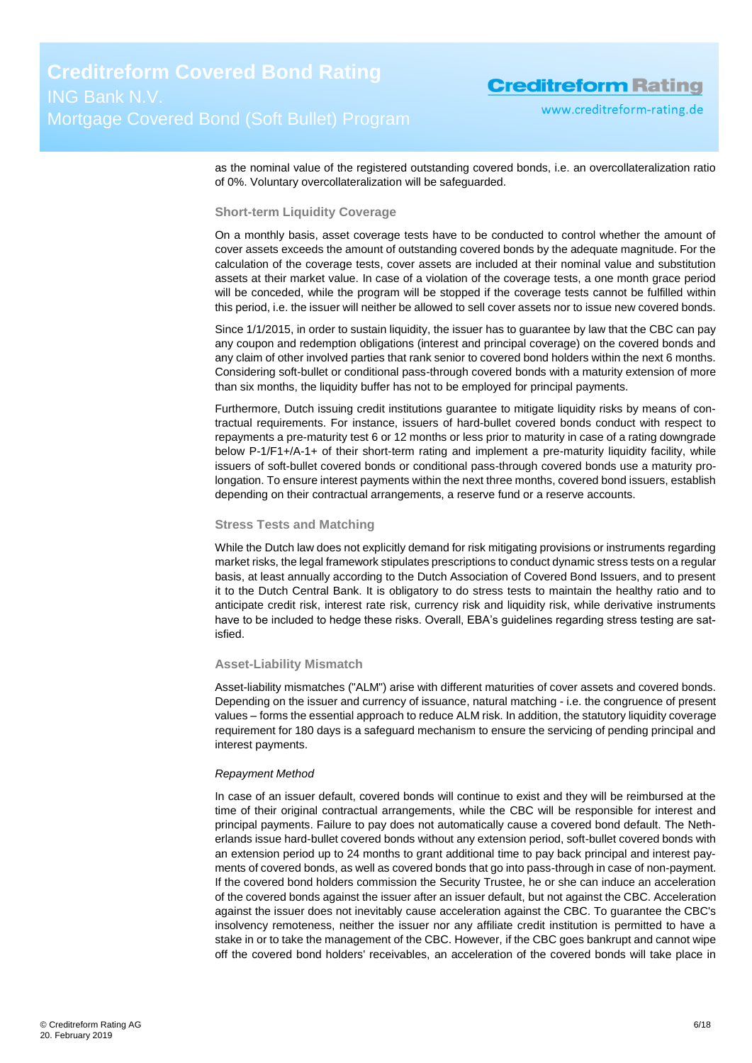as the nominal value of the registered outstanding covered bonds, i.e. an overcollateralization ratio of 0%. Voluntary overcollateralization will be safeguarded.

### Short-term Liquidity Coverage

On a monthly basis, asset coverage tests have to be conducted to control whether the amount of cover assets exceeds the amount of outstanding covered bonds by the adequate magnitude. For the calculation of the coverage tests, cover assets are included at their nominal value and substitution assets at their market value. In case of a violation of the coverage tests, a one month grace period will be conceded, while the program will be stopped if the coverage tests cannot be fulfilled within this period, i.e. the issuer will neither be allowed to sell cover assets nor to issue new covered bonds.

Since 1/1/2015, in order to sustain liquidity, the issuer has to guarantee by law that the CBC can pay any coupon and redemption obligations (interest and principal coverage) on the covered bonds and any claim of other involved parties that rank senior to covered bond holders within the next 6 months. Considering soft-bullet or conditional pass-through covered bonds with a maturity extension of more than six months, the liquidity buffer has not to be employed for principal payments.

Furthermore, Dutch issuing credit institutions guarantee to mitigate liquidity risks by means of contractual requirements. For instance, issuers of hard-bullet covered bonds conduct with respect to repayments a pre-maturity test 6 or 12 months or less prior to maturity in case of a rating downgrade below P-1/F1+/A-1+ of their short-term rating and implement a pre-maturity liquidity facility, while issuers of soft-bullet covered bonds or conditional pass-through covered bonds use a maturity prolongation. To ensure interest payments within the next three months, covered bond issuers, establish depending on their contractual arrangements, a reserve fund or a reserve accounts.

### Stress Tests and Matching

While the Dutch law does not explicitly demand for risk mitigating provisions or instruments regarding market risks, the legal framework stipulates prescriptions to conduct dynamic stress tests on a regular basis, at least annually according to the Dutch Association of Covered Bond Issuers, and to present it to the Dutch Central Bank. It is obligatory to do stress tests to maintain the healthy ratio and to anticipate credit risk, interest rate risk, currency risk and liquidity risk, while derivative instruments have to be included to hedge these risks. Overall, EBA's guidelines regarding stress testing are satisfied.

### Asset-Liability Mismatch

Asset-liability mismatches ("ALM") arise with different maturities of cover assets and covered bonds. Depending on the issuer and currency of issuance, natural matching - i.e. the congruence of present values – forms the essential approach to reduce ALM risk. In addition, the statutory liquidity coverage requirement for 180 days is a safeguard mechanism to ensure the servicing of pending principal and interest payments.

*Repayment Method*

In case of an issuer default, covered bonds will continue to exist and they will be reimbursed at the time of their original contractual arrangements, while the CBC will be responsible for interest and principal payments. Failure to pay does not automatically cause a covered bond default. The Netherlands issue hard-bullet covered bonds without any extension period, soft-bullet covered bonds with an extension period up to 24 months to grant additional time to pay back principal and interest payments of covered bonds, as well as covered bonds that go into pass-through in case of non-payment. If the covered bond holders commission the Security Trustee, he or she can induce an acceleration of the covered bonds against the issuer after an issuer default, but not against the CBC. Acceleration against the issuer does not inevitably cause acceleration against the CBC. To guarantee the CBC's insolvency remoteness, neither the issuer nor any affiliate credit institution is permitted to have a stake in or to take the management of the CBC. However, if the CBC goes bankrupt and cannot wipe off the covered bond holders' receivables, an acceleration of the covered bonds will take place in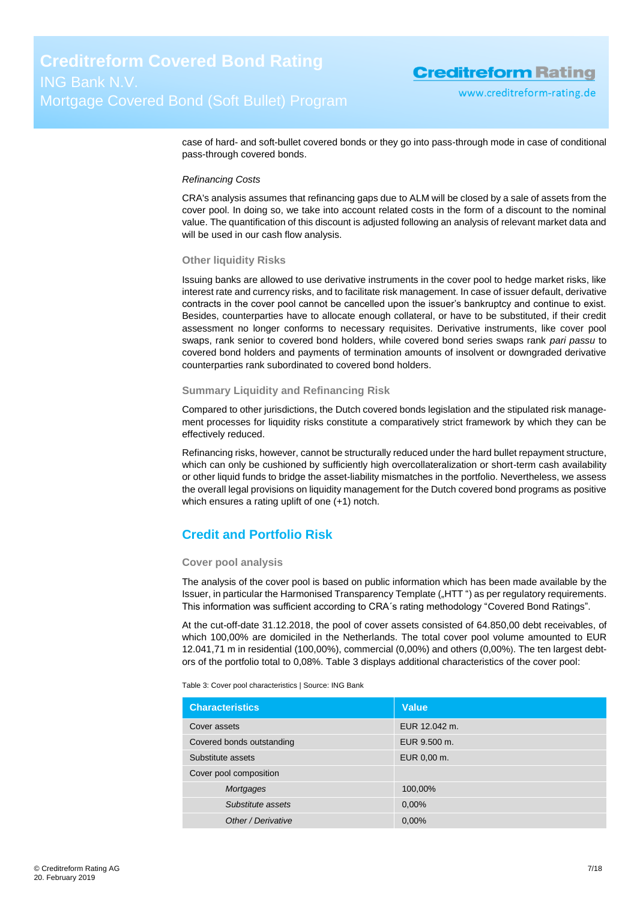case of hard- and soft-bullet covered bonds or they go into pass-through mode in case of conditional pass-through covered bonds.

*Refinancing Costs*

CRA's analysis assumes that refinancing gaps due to ALM will be closed by a sale of assets from the cover pool. In doing so, we take into account related costs in the form of a discount to the nominal value. The quantification of this discount is adjusted following an analysis of relevant market data and will be used in our cash flow analysis.

### Other liquidity Risks

Issuing banks are allowed to use derivative instruments in the cover pool to hedge market risks, like interest rate and currency risks, and to facilitate risk management. In case of issuer default, derivative contracts in the cover pool cannot be cancelled upon the issuer's bankruptcy and continue to exist. Besides, counterparties have to allocate enough collateral, or have to be substituted, if their credit assessment no longer conforms to necessary requisites. Derivative instruments, like cover pool swaps, rank senior to covered bond holders, while covered bond series swaps rank *pari passu* to covered bond holders and payments of termination amounts of insolvent or downgraded derivative counterparties rank subordinated to covered bond holders.

### Summary Liquidity and Refinancing Risk

Compared to other jurisdictions, the Dutch covered bonds legislation and the stipulated risk management processes for liquidity risks constitute a comparatively strict framework by which they can be effectively reduced.

Refinancing risks, however, cannot be structurally reduced under the hard bullet repayment structure, which can only be cushioned by sufficiently high overcollateralization or short-term cash availability or other liquid funds to bridge the asset-liability mismatches in the portfolio. Nevertheless, we assess the overall legal provisions on liquidity management for the Dutch covered bond programs as positive which ensures a rating uplift of one (+1) notch.

## Credit and Portfolio Risk

### Cover pool analysis

The analysis of the cover pool is based on public information which has been made available by the Issuer, in particular the Harmonised Transparency Template („HTT") as per regulatory requirements. This information was sufficient according to CRA´s rating methodology "Covered Bond Ratings".

At the cut-off-date 31.12.2018, the pool of cover assets consisted of 64.850,00 debt receivables, of which 100,00% are domiciled in the Netherlands. The total cover pool volume amounted to EUR 12.041,71 m in residential (100,00%), commercial (0,00%) and others (0,00%). The ten largest debtors of the portfolio total to 0,08%. Table 3 displays additional characteristics of the cover pool:

Table 3: Cover pool characteristics | Source: ING Bank

| Characteristics | Value |
|---|---|
| Cover assets | EUR 12.042 m. |
| Covered bonds outstanding | EUR 9.500 m. |
| Substitute assets | EUR 0,00 m. |
| Cover pool composition | |
| *Mortgages* | 100,00% |
| *Substitute assets* | 0,00% |
| *Other / Derivative* | 0,00% |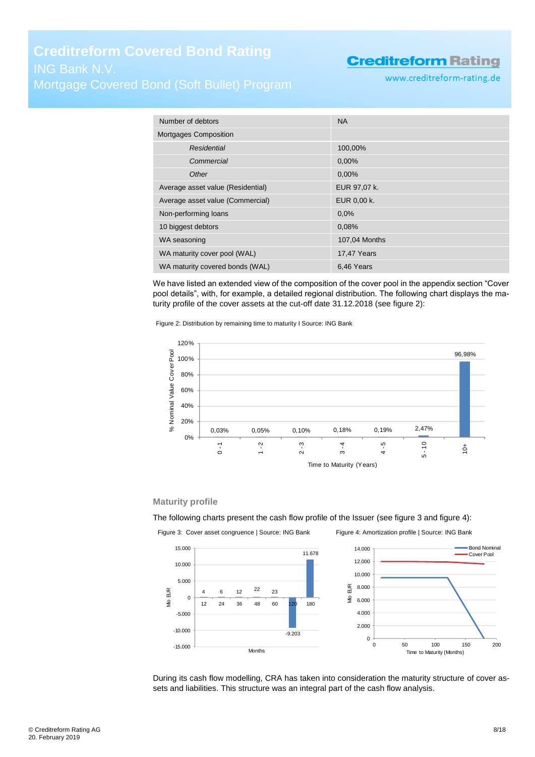| | |
|---|---|
| Number of debtors | NA |
| Mortgages Composition | |
| *Residential* | 100,00% |
| *Commercial* | 0,00% |
| *Other* | 0,00% |
| Average asset value (Residential) | EUR 97,07 k. |
| Average asset value (Commercial) | EUR 0,00 k. |
| Non-performing loans | 0,0% |
| 10 biggest debtors | 0,08% |
| WA seasoning | 107,04 Months |
| WA maturity cover pool (WAL) | 17,47 Years |
| WA maturity covered bonds (WAL) | 6,46 Years |

We have listed an extended view of the composition of the cover pool in the appendix section "Cover pool details", with, for example, a detailed regional distribution. The following chart displays the maturity profile of the cover assets at the cut-off date 31.12.2018 (see figure 2):

Figure 2: Distribution by remaining time to maturity I Source: ING Bank

| Time to Maturity (Years) | % Nominal Value Cover Pool |
|---|---|
| 0 - 1 | 0,03% |
| 1 - 2 | 0,05% |
| 2 - 3 | 0,10% |
| 3 - 4 | 0,18% |
| 4 - 5 | 0,19% |
| 5 - 10 | 2,47% |
| 10+ | 96,98% |

### Maturity profile

The following charts present the cash flow profile of the Issuer (see figure 3 and figure 4):

Figure 3: Cover asset congruence | Source: ING Bank

| Months | Mio EUR |
|---|---|
| 12 | 4 |
| 24 | 6 |
| 36 | 12 |
| 48 | 22 |
| 60 | 23 |
| 120 | -9.203 |
| 180 | 11.678 |

Figure 4: Amortization profile | Source: ING Bank

During its cash flow modelling, CRA has taken into consideration the maturity structure of cover assets and liabilities. This structure was an integral part of the cash flow analysis.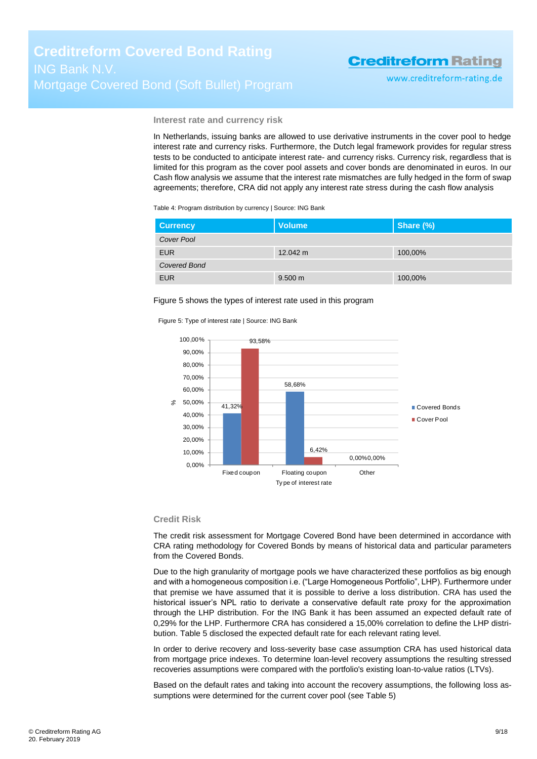### Interest rate and currency risk

In Netherlands, issuing banks are allowed to use derivative instruments in the cover pool to hedge interest rate and currency risks. Furthermore, the Dutch legal framework provides for regular stress tests to be conducted to anticipate interest rate- and currency risks. Currency risk, regardless that is limited for this program as the cover pool assets and cover bonds are denominated in euros. In our Cash flow analysis we assume that the interest rate mismatches are fully hedged in the form of swap agreements; therefore, CRA did not apply any interest rate stress during the cash flow analysis

Table 4: Program distribution by currency | Source: ING Bank

| Currency | Volume | Share (%) |
|---|---|---|
| *Cover Pool* | | |
| EUR | 12.042 m | 100,00% |
| *Covered Bond* | | |
| EUR | 9.500 m | 100,00% |

Figure 5 shows the types of interest rate used in this program

Figure 5: Type of interest rate | Source: ING Bank

| Type of interest rate | Covered Bonds | Cover Pool |
|---|---|---|
| Fixed coupon | 41,32% | 93,58% |
| Floating coupon | 58,68% | 6,42% |
| Other | 0,00% | 0,00% |

### Credit Risk

The credit risk assessment for Mortgage Covered Bond have been determined in accordance with CRA rating methodology for Covered Bonds by means of historical data and particular parameters from the Covered Bonds.

Due to the high granularity of mortgage pools we have characterized these portfolios as big enough and with a homogeneous composition i.e. ("Large Homogeneous Portfolio", LHP). Furthermore under that premise we have assumed that it is possible to derive a loss distribution. CRA has used the historical issuer's NPL ratio to derivate a conservative default rate proxy for the approximation through the LHP distribution. For the ING Bank it has been assumed an expected default rate of 0,29% for the LHP. Furthermore CRA has considered a 15,00% correlation to define the LHP distribution. Table 5 disclosed the expected default rate for each relevant rating level.

In order to derive recovery and loss-severity base case assumption CRA has used historical data from mortgage price indexes. To determine loan-level recovery assumptions the resulting stressed recoveries assumptions were compared with the portfolio's existing loan-to-value ratios (LTVs).

Based on the default rates and taking into account the recovery assumptions, the following loss assumptions were determined for the current cover pool (see Table 5)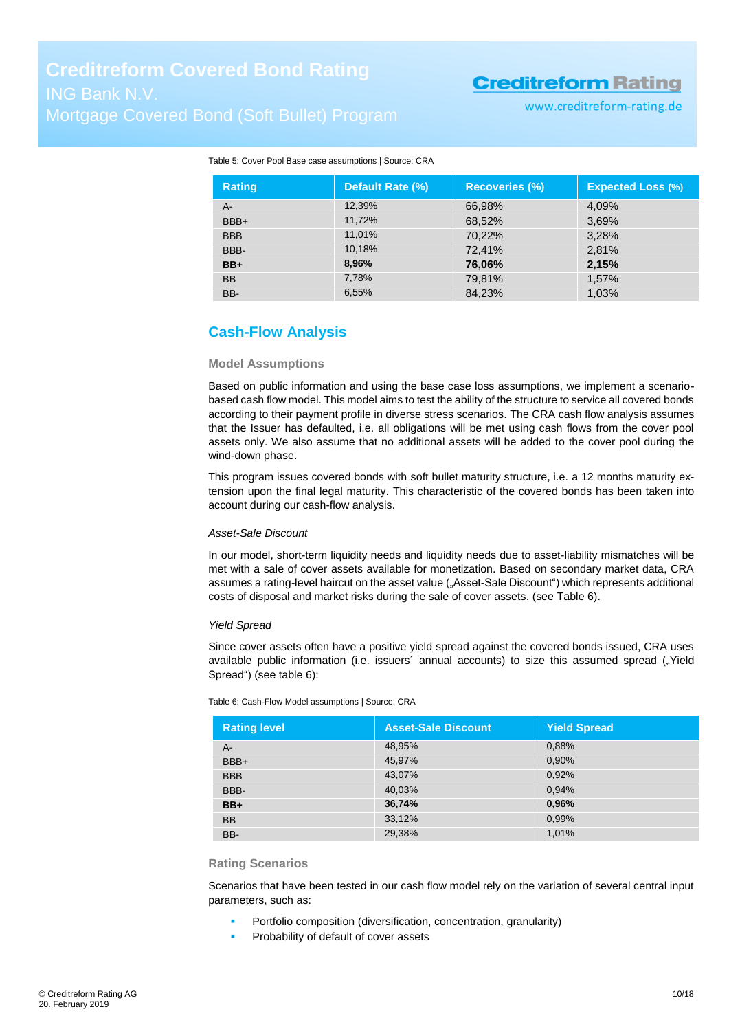Table 5: Cover Pool Base case assumptions | Source: CRA

| Rating | Default Rate (%) | Recoveries (%) | Expected Loss (%) |
|---|---|---|---|
| A- | 12,39% | 66,98% | 4,09% |
| BBB+ | 11,72% | 68,52% | 3,69% |
| BBB | 11,01% | 70,22% | 3,28% |
| BBB- | 10,18% | 72,41% | 2,81% |
| **BB+** | **8,96%** | **76,06%** | **2,15%** |
| BB | 7,78% | 79,81% | 1,57% |
| BB- | 6,55% | 84,23% | 1,03% |

## Cash-Flow Analysis

### Model Assumptions

Based on public information and using the base case loss assumptions, we implement a scenario-based cash flow model. This model aims to test the ability of the structure to service all covered bonds according to their payment profile in diverse stress scenarios. The CRA cash flow analysis assumes that the Issuer has defaulted, i.e. all obligations will be met using cash flows from the cover pool assets only. We also assume that no additional assets will be added to the cover pool during the wind-down phase.

This program issues covered bonds with soft bullet maturity structure, i.e. a 12 months maturity extension upon the final legal maturity. This characteristic of the covered bonds has been taken into account during our cash-flow analysis.

*Asset-Sale Discount*

In our model, short-term liquidity needs and liquidity needs due to asset-liability mismatches will be met with a sale of cover assets available for monetization. Based on secondary market data, CRA assumes a rating-level haircut on the asset value („Asset-Sale Discount") which represents additional costs of disposal and market risks during the sale of cover assets. (see Table 6).

*Yield Spread*

Since cover assets often have a positive yield spread against the covered bonds issued, CRA uses available public information (i.e. issuers´ annual accounts) to size this assumed spread („Yield Spread") (see table 6):

Table 6: Cash-Flow Model assumptions | Source: CRA

| Rating level | Asset-Sale Discount | Yield Spread |
|---|---|---|
| A- | 48,95% | 0,88% |
| BBB+ | 45,97% | 0,90% |
| BBB | 43,07% | 0,92% |
| BBB- | 40,03% | 0,94% |
| **BB+** | **36,74%** | **0,96%** |
| BB | 33,12% | 0,99% |
| BB- | 29,38% | 1,01% |

### Rating Scenarios

Scenarios that have been tested in our cash flow model rely on the variation of several central input parameters, such as:

- Portfolio composition (diversification, concentration, granularity)
- Probability of default of cover assets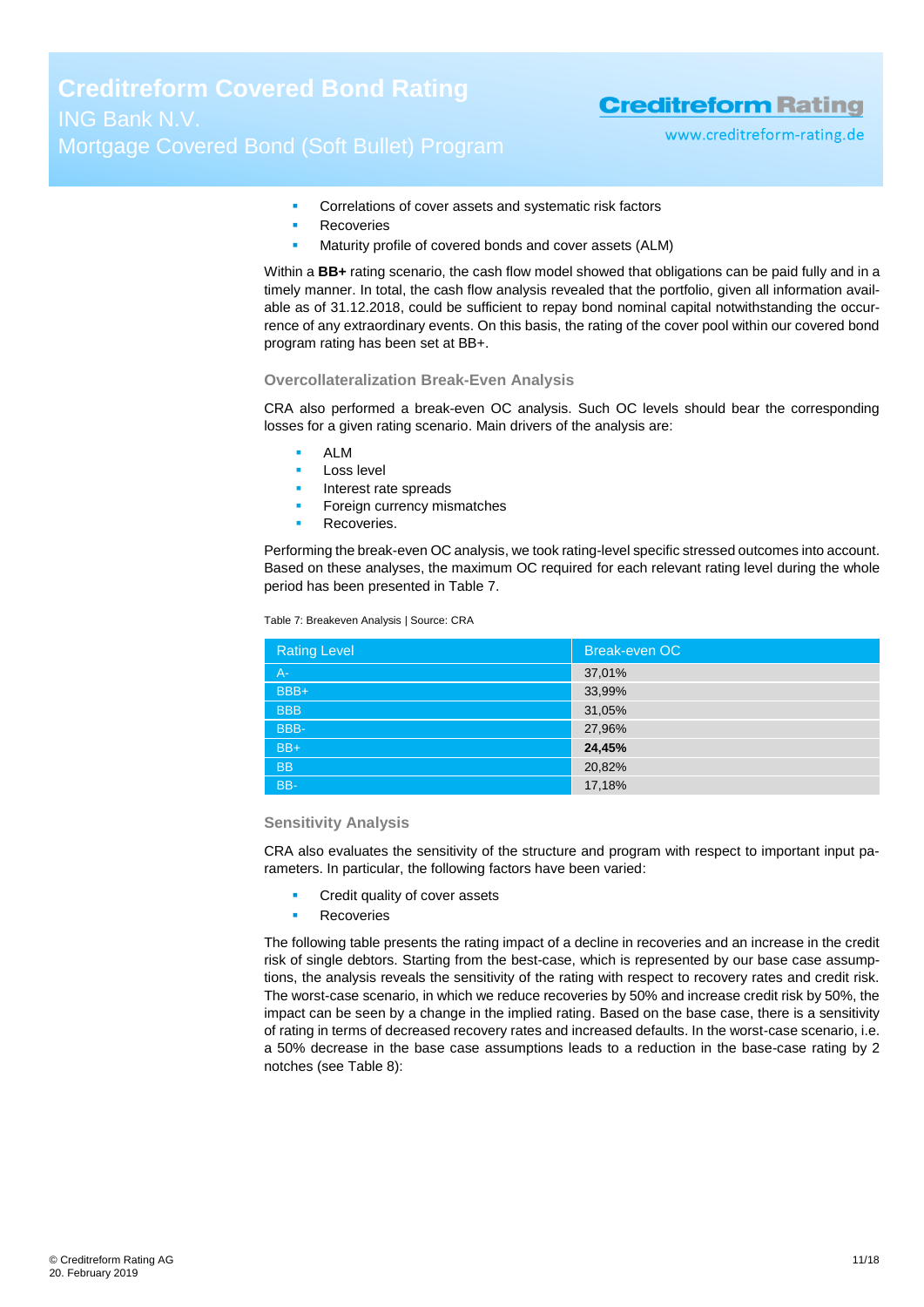- Correlations of cover assets and systematic risk factors
- Recoveries
- Maturity profile of covered bonds and cover assets (ALM)

Within a **BB+** rating scenario, the cash flow model showed that obligations can be paid fully and in a timely manner. In total, the cash flow analysis revealed that the portfolio, given all information available as of 31.12.2018, could be sufficient to repay bond nominal capital notwithstanding the occurrence of any extraordinary events. On this basis, the rating of the cover pool within our covered bond program rating has been set at BB+.

### Overcollateralization Break-Even Analysis

CRA also performed a break-even OC analysis. Such OC levels should bear the corresponding losses for a given rating scenario. Main drivers of the analysis are:

- ALM
- Loss level
- Interest rate spreads
- Foreign currency mismatches
- Recoveries.

Performing the break-even OC analysis, we took rating-level specific stressed outcomes into account. Based on these analyses, the maximum OC required for each relevant rating level during the whole period has been presented in Table 7.

Table 7: Breakeven Analysis | Source: CRA

| Rating Level | Break-even OC |
|---|---|
| A- | 37,01% |
| BBB+ | 33,99% |
| BBB | 31,05% |
| BBB- | 27,96% |
| BB+ | **24,45%** |
| BB | 20,82% |
| BB- | 17,18% |

### Sensitivity Analysis

CRA also evaluates the sensitivity of the structure and program with respect to important input parameters. In particular, the following factors have been varied:

- Credit quality of cover assets
- Recoveries

The following table presents the rating impact of a decline in recoveries and an increase in the credit risk of single debtors. Starting from the best-case, which is represented by our base case assumptions, the analysis reveals the sensitivity of the rating with respect to recovery rates and credit risk. The worst-case scenario, in which we reduce recoveries by 50% and increase credit risk by 50%, the impact can be seen by a change in the implied rating. Based on the base case, there is a sensitivity of rating in terms of decreased recovery rates and increased defaults. In the worst-case scenario, i.e. a 50% decrease in the base case assumptions leads to a reduction in the base-case rating by 2 notches (see Table 8):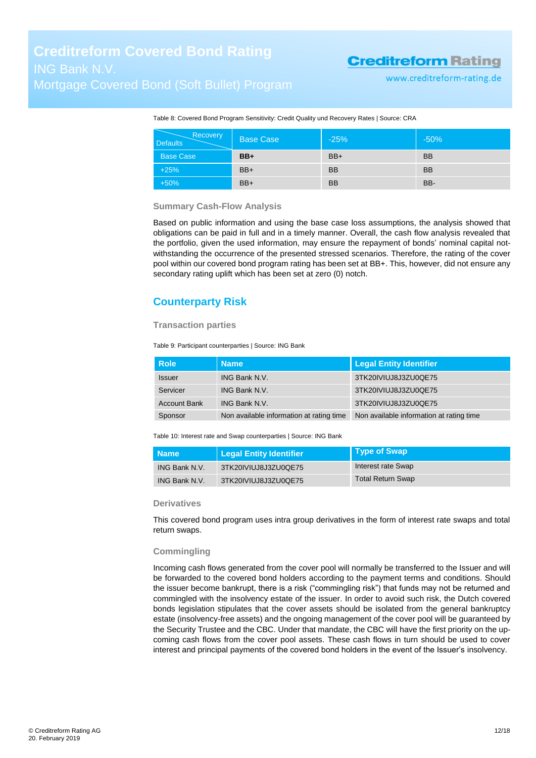Table 8: Covered Bond Program Sensitivity: Credit Quality und Recovery Rates | Source: CRA

| Defaults \ Recovery | Base Case | -25% | -50% |
|---|---|---|---|
| Base Case | **BB+** | BB+ | BB |
| +25% | BB+ | BB | BB |
| +50% | BB+ | BB | BB- |

### Summary Cash-Flow Analysis

Based on public information and using the base case loss assumptions, the analysis showed that obligations can be paid in full and in a timely manner. Overall, the cash flow analysis revealed that the portfolio, given the used information, may ensure the repayment of bonds' nominal capital notwithstanding the occurrence of the presented stressed scenarios. Therefore, the rating of the cover pool within our covered bond program rating has been set at BB+. This, however, did not ensure any secondary rating uplift which has been set at zero (0) notch.

## Counterparty Risk

### Transaction parties

Table 9: Participant counterparties | Source: ING Bank

| Role | Name | Legal Entity Identifier |
|---|---|---|
| Issuer | ING Bank N.V. | 3TK20IVIUJ8J3ZU0QE75 |
| Servicer | ING Bank N.V. | 3TK20IVIUJ8J3ZU0QE75 |
| Account Bank | ING Bank N.V. | 3TK20IVIUJ8J3ZU0QE75 |
| Sponsor | Non available information at rating time | Non available information at rating time |

Table 10: Interest rate and Swap counterparties | Source: ING Bank

| Name | Legal Entity Identifier | Type of Swap |
|---|---|---|
| ING Bank N.V. | 3TK20IVIUJ8J3ZU0QE75 | Interest rate Swap |
| ING Bank N.V. | 3TK20IVIUJ8J3ZU0QE75 | Total Return Swap |

### Derivatives

This covered bond program uses intra group derivatives in the form of interest rate swaps and total return swaps.

### Commingling

Incoming cash flows generated from the cover pool will normally be transferred to the Issuer and will be forwarded to the covered bond holders according to the payment terms and conditions. Should the issuer become bankrupt, there is a risk ("commingling risk") that funds may not be returned and commingled with the insolvency estate of the issuer. In order to avoid such risk, the Dutch covered bonds legislation stipulates that the cover assets should be isolated from the general bankruptcy estate (insolvency-free assets) and the ongoing management of the cover pool will be guaranteed by the Security Trustee and the CBC. Under that mandate, the CBC will have the first priority on the upcoming cash flows from the cover pool assets. These cash flows in turn should be used to cover interest and principal payments of the covered bond holders in the event of the Issuer's insolvency.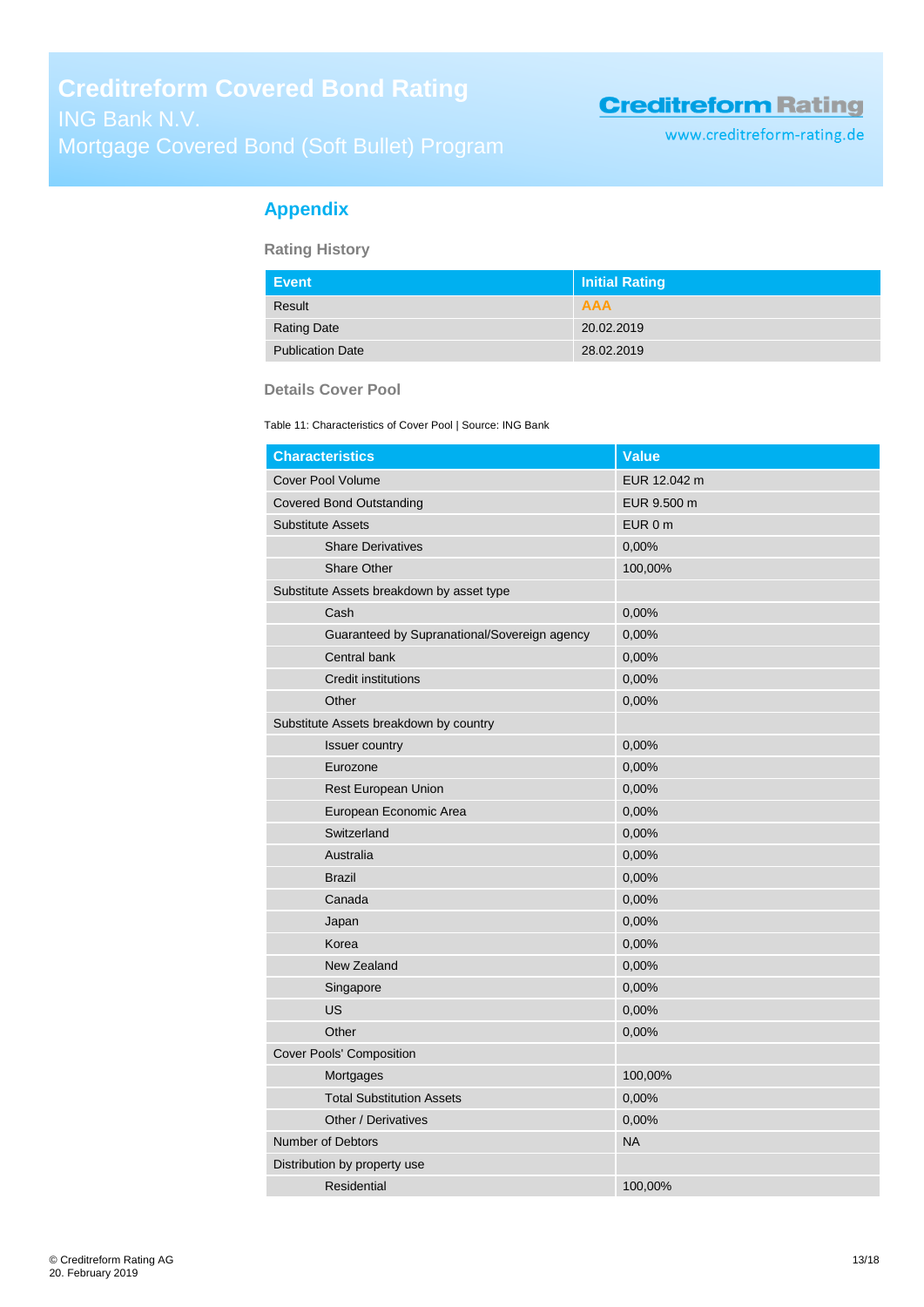## Appendix

### Rating History

| Event | Initial Rating |
|---|---|
| Result | AAA |
| Rating Date | 20.02.2019 |
| Publication Date | 28.02.2019 |

### Details Cover Pool

Table 11: Characteristics of Cover Pool | Source: ING Bank

| Characteristics | Value |
|---|---|
| Cover Pool Volume | EUR 12.042 m |
| Covered Bond Outstanding | EUR 9.500 m |
| Substitute Assets | EUR 0 m |
| Share Derivatives | 0,00% |
| Share Other | 100,00% |
| Substitute Assets breakdown by asset type | |
| Cash | 0,00% |
| Guaranteed by Supranational/Sovereign agency | 0,00% |
| Central bank | 0,00% |
| Credit institutions | 0,00% |
| Other | 0,00% |
| Substitute Assets breakdown by country | |
| Issuer country | 0,00% |
| Eurozone | 0,00% |
| Rest European Union | 0,00% |
| European Economic Area | 0,00% |
| Switzerland | 0,00% |
| Australia | 0,00% |
| Brazil | 0,00% |
| Canada | 0,00% |
| Japan | 0,00% |
| Korea | 0,00% |
| New Zealand | 0,00% |
| Singapore | 0,00% |
| US | 0,00% |
| Other | 0,00% |
| Cover Pools' Composition | |
| Mortgages | 100,00% |
| Total Substitution Assets | 0,00% |
| Other / Derivatives | 0,00% |
| Number of Debtors | NA |
| Distribution by property use | |
| Residential | 100,00% |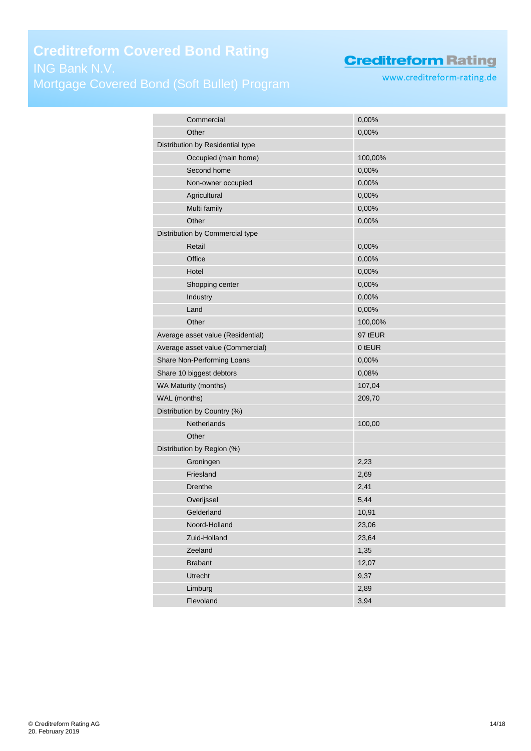| | |
|---|---|
| Commercial | 0,00% |
| Other | 0,00% |
| Distribution by Residential type | |
| Occupied (main home) | 100,00% |
| Second home | 0,00% |
| Non-owner occupied | 0,00% |
| Agricultural | 0,00% |
| Multi family | 0,00% |
| Other | 0,00% |
| Distribution by Commercial type | |
| Retail | 0,00% |
| Office | 0,00% |
| Hotel | 0,00% |
| Shopping center | 0,00% |
| Industry | 0,00% |
| Land | 0,00% |
| Other | 100,00% |
| Average asset value (Residential) | 97 tEUR |
| Average asset value (Commercial) | 0 tEUR |
| Share Non-Performing Loans | 0,00% |
| Share 10 biggest debtors | 0,08% |
| WA Maturity (months) | 107,04 |
| WAL (months) | 209,70 |
| Distribution by Country (%) | |
| Netherlands | 100,00 |
| Other | |
| Distribution by Region (%) | |
| Groningen | 2,23 |
| Friesland | 2,69 |
| Drenthe | 2,41 |
| Overijssel | 5,44 |
| Gelderland | 10,91 |
| Noord-Holland | 23,06 |
| Zuid-Holland | 23,64 |
| Zeeland | 1,35 |
| Brabant | 12,07 |
| Utrecht | 9,37 |
| Limburg | 2,89 |
| Flevoland | 3,94 |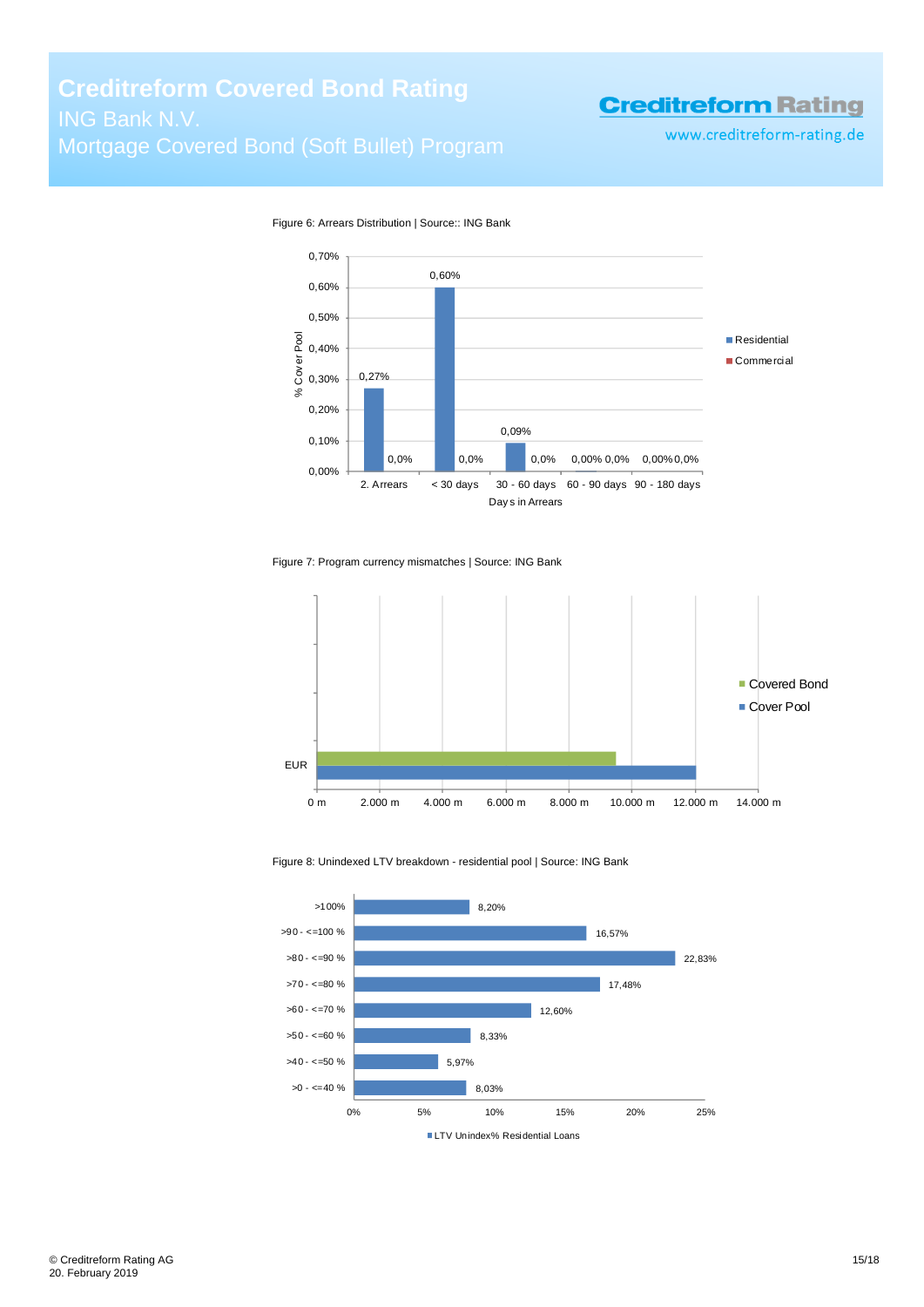Figure 6: Arrears Distribution | Source:: ING Bank

| Days in Arrears | Residential | Commercial |
|---|---|---|
| 2. Arrears | 0,27% | 0,0% |
| < 30 days | 0,60% | 0,0% |
| 30 - 60 days | 0,09% | 0,0% |
| 60 - 90 days | 0,00% | 0,0% |
| 90 - 180 days | 0,00% | 0,0% |

Figure 7: Program currency mismatches | Source: ING Bank

| Currency | Covered Bond | Cover Pool |
|---|---|---|
| EUR | ~9.500 m | ~12.000 m |

Figure 8: Unindexed LTV breakdown - residential pool | Source: ING Bank

| LTV | LTV Unindex% Residential Loans |
|---|---|
| >100% | 8,20% |
| >90 - <=100 % | 16,57% |
| >80 - <=90 % | 22,83% |
| >70 - <=80 % | 17,48% |
| >60 - <=70 % | 12,60% |
| >50 - <=60 % | 8,33% |
| >40 - <=50 % | 5,97% |
| >0 - <=40 % | 8,03% |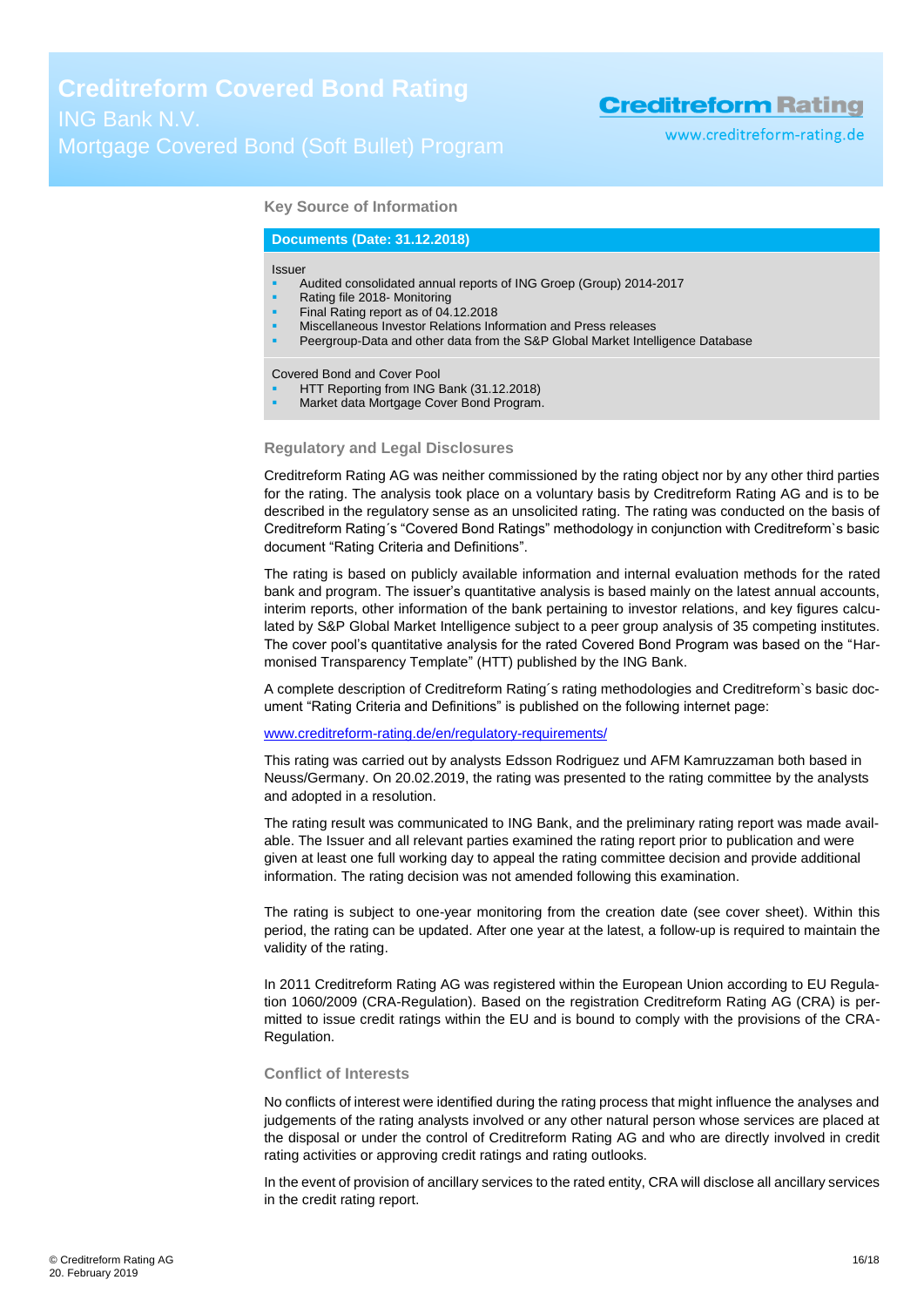## Key Source of Information

**Documents (Date: 31.12.2018)**

Issuer

- Audited consolidated annual reports of ING Groep (Group) 2014-2017
- Rating file 2018- Monitoring
- Final Rating report as of 04.12.2018
- Miscellaneous Investor Relations Information and Press releases
- Peergroup-Data and other data from the S&P Global Market Intelligence Database

Covered Bond and Cover Pool

- HTT Reporting from ING Bank (31.12.2018)
- Market data Mortgage Cover Bond Program.

## Regulatory and Legal Disclosures

Creditreform Rating AG was neither commissioned by the rating object nor by any other third parties for the rating. The analysis took place on a voluntary basis by Creditreform Rating AG and is to be described in the regulatory sense as an unsolicited rating. The rating was conducted on the basis of Creditreform Rating´s "Covered Bond Ratings" methodology in conjunction with Creditreform`s basic document "Rating Criteria and Definitions".

The rating is based on publicly available information and internal evaluation methods for the rated bank and program. The issuer's quantitative analysis is based mainly on the latest annual accounts, interim reports, other information of the bank pertaining to investor relations, and key figures calculated by S&P Global Market Intelligence subject to a peer group analysis of 35 competing institutes. The cover pool's quantitative analysis for the rated Covered Bond Program was based on the "Harmonised Transparency Template" (HTT) published by the ING Bank.

A complete description of Creditreform Rating´s rating methodologies and Creditreform`s basic document "Rating Criteria and Definitions" is published on the following internet page:

www.creditreform-rating.de/en/regulatory-requirements/

This rating was carried out by analysts Edsson Rodriguez und AFM Kamruzzaman both based in Neuss/Germany. On 20.02.2019, the rating was presented to the rating committee by the analysts and adopted in a resolution.

The rating result was communicated to ING Bank, and the preliminary rating report was made available. The Issuer and all relevant parties examined the rating report prior to publication and were given at least one full working day to appeal the rating committee decision and provide additional information. The rating decision was not amended following this examination.

The rating is subject to one-year monitoring from the creation date (see cover sheet). Within this period, the rating can be updated. After one year at the latest, a follow-up is required to maintain the validity of the rating.

In 2011 Creditreform Rating AG was registered within the European Union according to EU Regulation 1060/2009 (CRA-Regulation). Based on the registration Creditreform Rating AG (CRA) is permitted to issue credit ratings within the EU and is bound to comply with the provisions of the CRA-Regulation.

## Conflict of Interests

No conflicts of interest were identified during the rating process that might influence the analyses and judgements of the rating analysts involved or any other natural person whose services are placed at the disposal or under the control of Creditreform Rating AG and who are directly involved in credit rating activities or approving credit ratings and rating outlooks.

In the event of provision of ancillary services to the rated entity, CRA will disclose all ancillary services in the credit rating report.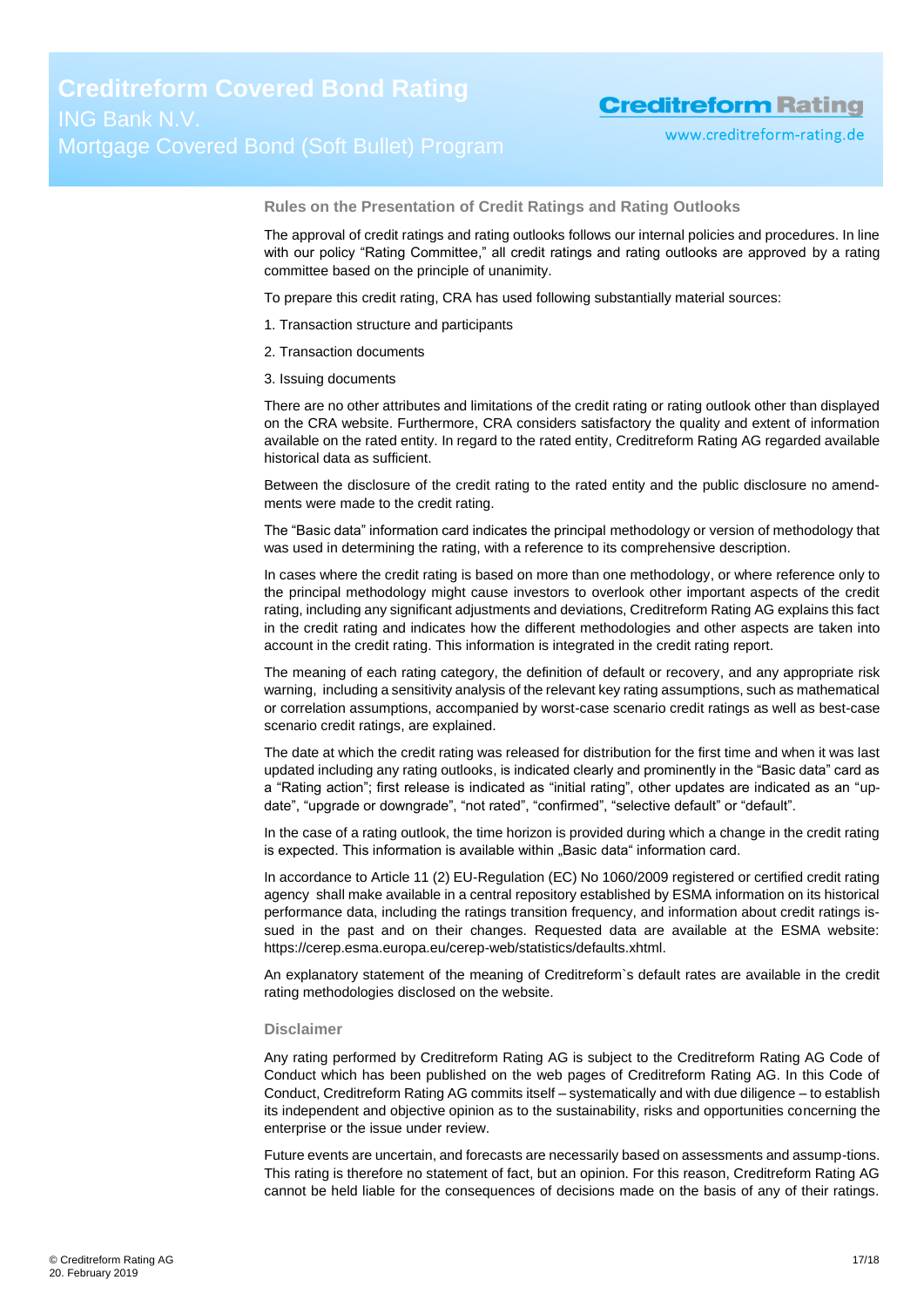## Rules on the Presentation of Credit Ratings and Rating Outlooks

The approval of credit ratings and rating outlooks follows our internal policies and procedures. In line with our policy "Rating Committee," all credit ratings and rating outlooks are approved by a rating committee based on the principle of unanimity.

To prepare this credit rating, CRA has used following substantially material sources:

1. Transaction structure and participants
2. Transaction documents
3. Issuing documents

There are no other attributes and limitations of the credit rating or rating outlook other than displayed on the CRA website. Furthermore, CRA considers satisfactory the quality and extent of information available on the rated entity. In regard to the rated entity, Creditreform Rating AG regarded available historical data as sufficient.

Between the disclosure of the credit rating to the rated entity and the public disclosure no amendments were made to the credit rating.

The "Basic data" information card indicates the principal methodology or version of methodology that was used in determining the rating, with a reference to its comprehensive description.

In cases where the credit rating is based on more than one methodology, or where reference only to the principal methodology might cause investors to overlook other important aspects of the credit rating, including any significant adjustments and deviations, Creditreform Rating AG explains this fact in the credit rating and indicates how the different methodologies and other aspects are taken into account in the credit rating. This information is integrated in the credit rating report.

The meaning of each rating category, the definition of default or recovery, and any appropriate risk warning, including a sensitivity analysis of the relevant key rating assumptions, such as mathematical or correlation assumptions, accompanied by worst-case scenario credit ratings as well as best-case scenario credit ratings, are explained.

The date at which the credit rating was released for distribution for the first time and when it was last updated including any rating outlooks, is indicated clearly and prominently in the "Basic data" card as a "Rating action"; first release is indicated as "initial rating", other updates are indicated as an "update", "upgrade or downgrade", "not rated", "confirmed", "selective default" or "default".

In the case of a rating outlook, the time horizon is provided during which a change in the credit rating is expected. This information is available within „Basic data" information card.

In accordance to Article 11 (2) EU-Regulation (EC) No 1060/2009 registered or certified credit rating agency shall make available in a central repository established by ESMA information on its historical performance data, including the ratings transition frequency, and information about credit ratings issued in the past and on their changes. Requested data are available at the ESMA website: https://cerep.esma.europa.eu/cerep-web/statistics/defaults.xhtml.

An explanatory statement of the meaning of Creditreform`s default rates are available in the credit rating methodologies disclosed on the website.

## Disclaimer

Any rating performed by Creditreform Rating AG is subject to the Creditreform Rating AG Code of Conduct which has been published on the web pages of Creditreform Rating AG. In this Code of Conduct, Creditreform Rating AG commits itself – systematically and with due diligence – to establish its independent and objective opinion as to the sustainability, risks and opportunities concerning the enterprise or the issue under review.

Future events are uncertain, and forecasts are necessarily based on assessments and assump-tions. This rating is therefore no statement of fact, but an opinion. For this reason, Creditreform Rating AG cannot be held liable for the consequences of decisions made on the basis of any of their ratings.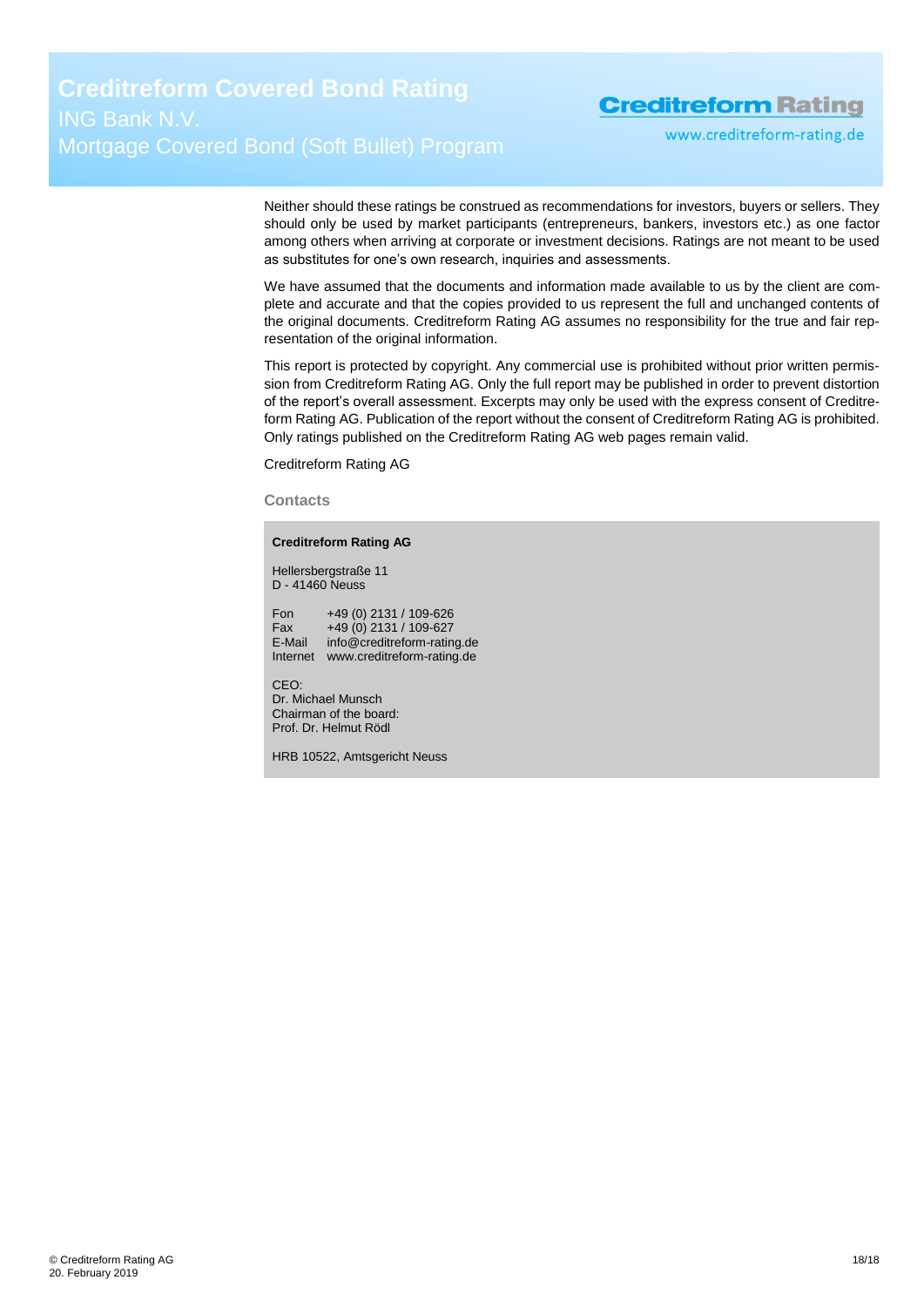Neither should these ratings be construed as recommendations for investors, buyers or sellers. They should only be used by market participants (entrepreneurs, bankers, investors etc.) as one factor among others when arriving at corporate or investment decisions. Ratings are not meant to be used as substitutes for one's own research, inquiries and assessments.

We have assumed that the documents and information made available to us by the client are complete and accurate and that the copies provided to us represent the full and unchanged contents of the original documents. Creditreform Rating AG assumes no responsibility for the true and fair representation of the original information.

This report is protected by copyright. Any commercial use is prohibited without prior written permission from Creditreform Rating AG. Only the full report may be published in order to prevent distortion of the report's overall assessment. Excerpts may only be used with the express consent of Creditreform Rating AG. Publication of the report without the consent of Creditreform Rating AG is prohibited. Only ratings published on the Creditreform Rating AG web pages remain valid.

Creditreform Rating AG

## Contacts

**Creditreform Rating AG**

Hellersbergstraße 11
D - 41460 Neuss

Fon +49 (0) 2131 / 109-626
Fax +49 (0) 2131 / 109-627
E-Mail info@creditreform-rating.de
Internet www.creditreform-rating.de

CEO:
Dr. Michael Munsch
Chairman of the board:
Prof. Dr. Helmut Rödl

HRB 10522, Amtsgericht Neuss